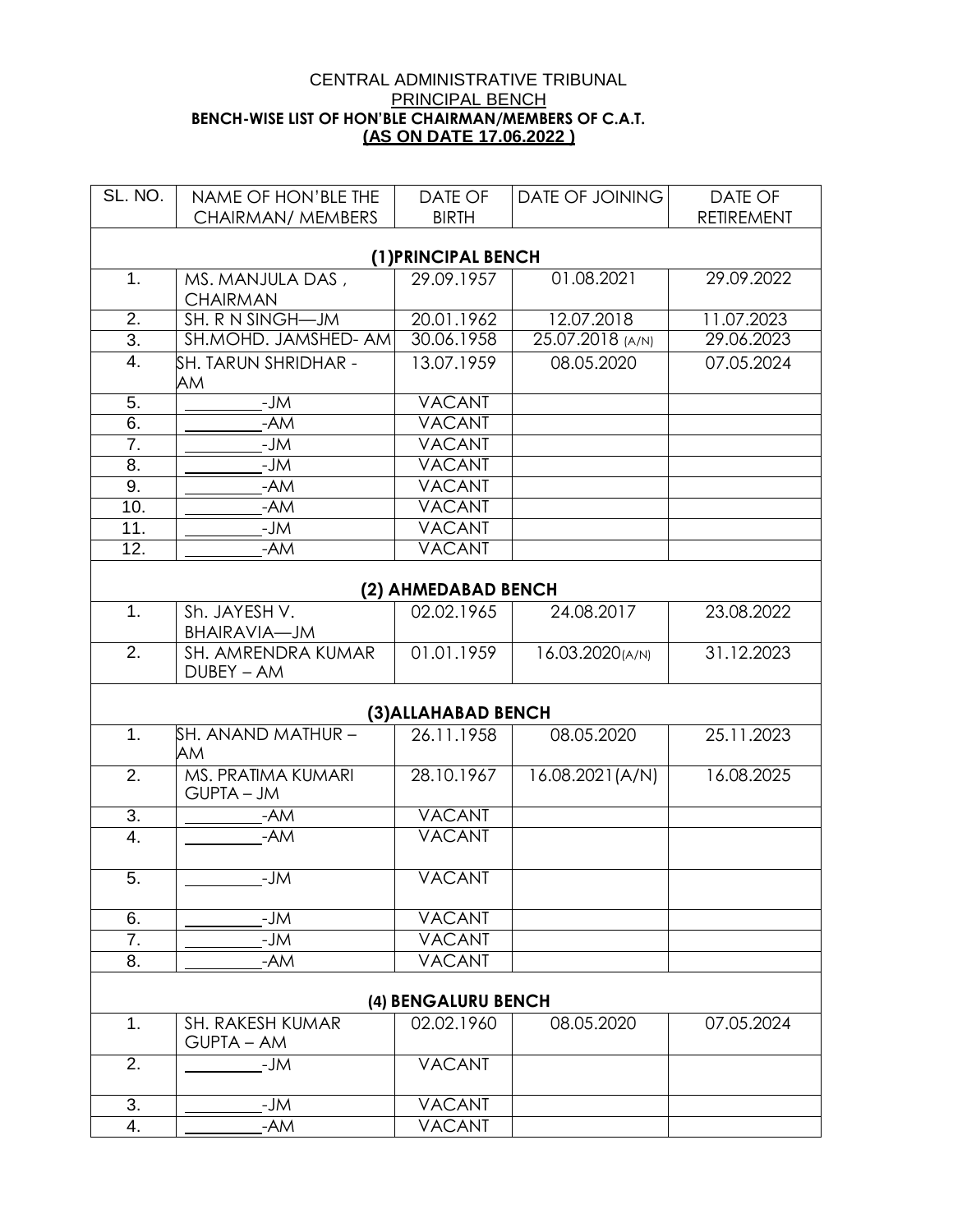CENTRAL ADMINISTRATIVE TRIBUNAL

PRINCIPAL BENCH

**BENCH-WISE LIST OF HON'BLE CHAIRMAN/MEMBERS OF C.A.T.**

**(AS ON DATE 17.06.2022 )**

| SL. NO. | NAME OF HON'BLE THE CHAIRMAN/ MEMBERS | DATE OF BIRTH | DATE OF JOINING | DATE OF RETIREMENT |
|---|---|---|---|---|
| **(1)PRINCIPAL BENCH** | | | | |
| 1. | MS. MANJULA DAS , CHAIRMAN | 29.09.1957 | 01.08.2021 | 29.09.2022 |
| 2. | SH. R N SINGH—JM | 20.01.1962 | 12.07.2018 | 11.07.2023 |
| 3. | SH.MOHD. JAMSHED- AM | 30.06.1958 | 25.07.2018 (A/N) | 29.06.2023 |
| 4. | SH. TARUN SHRIDHAR - AM | 13.07.1959 | 08.05.2020 | 07.05.2024 |
| 5. | ________-JM | VACANT | | |
| 6. | ________-AM | VACANT | | |
| 7. | ________-JM | VACANT | | |
| 8. | ________-JM | VACANT | | |
| 9. | ________-AM | VACANT | | |
| 10. | ________-AM | VACANT | | |
| 11. | ________-JM | VACANT | | |
| 12. | ________-AM | VACANT | | |
| **(2) AHMEDABAD BENCH** | | | | |
| 1. | Sh. JAYESH V. BHAIRAVIA—JM | 02.02.1965 | 24.08.2017 | 23.08.2022 |
| 2. | SH. AMRENDRA KUMAR DUBEY – AM | 01.01.1959 | 16.03.2020(A/N) | 31.12.2023 |
| **(3)ALLAHABAD BENCH** | | | | |
| 1. | SH. ANAND MATHUR – AM | 26.11.1958 | 08.05.2020 | 25.11.2023 |
| 2. | MS. PRATIMA KUMARI GUPTA – JM | 28.10.1967 | 16.08.2021(A/N) | 16.08.2025 |
| 3. | ________-AM | VACANT | | |
| 4. | ________-AM | VACANT | | |
| 5. | ________-JM | VACANT | | |
| 6. | ________-JM | VACANT | | |
| 7. | ________-JM | VACANT | | |
| 8. | ________-AM | VACANT | | |
| **(4) BENGALURU BENCH** | | | | |
| 1. | SH. RAKESH KUMAR GUPTA – AM | 02.02.1960 | 08.05.2020 | 07.05.2024 |
| 2. | ________-JM | VACANT | | |
| 3. | ________-JM | VACANT | | |
| 4. | ________-AM | VACANT | | |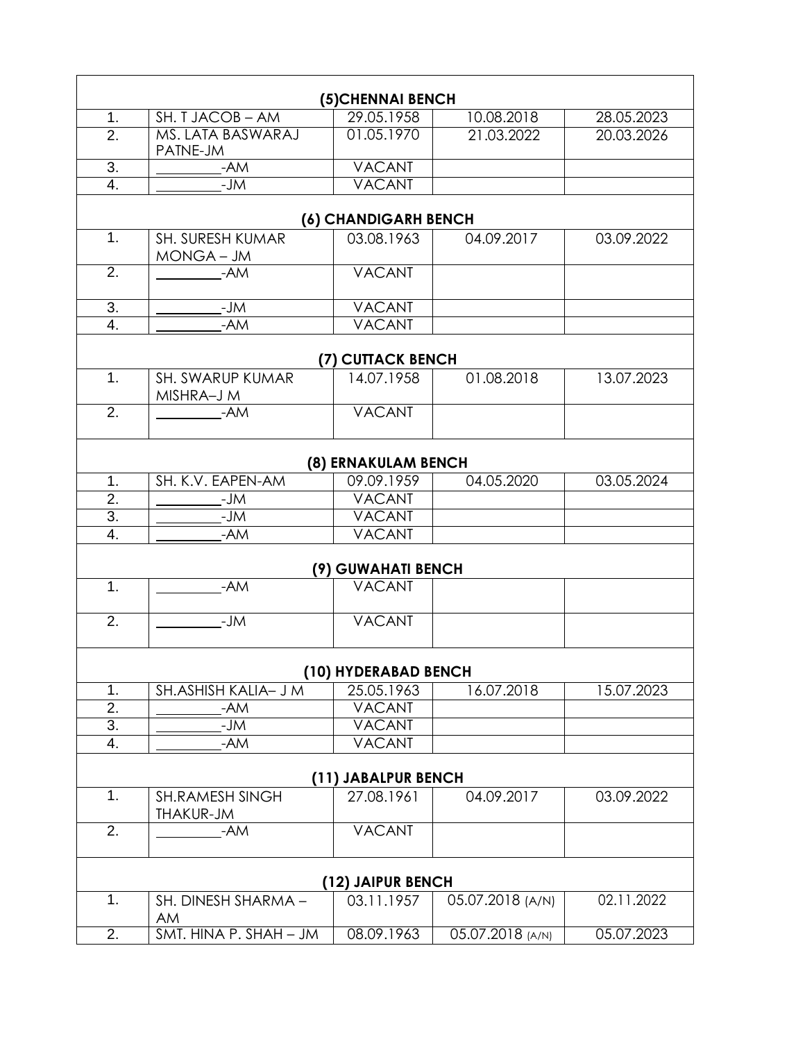| | | | | |
|---|---|---|---|---|
| | | **(5)CHENNAI BENCH** | | |
| 1. | SH. T JACOB – AM | 29.05.1958 | 10.08.2018 | 28.05.2023 |
| 2. | MS. LATA BASWARAJ PATNE-JM | 01.05.1970 | 21.03.2022 | 20.03.2026 |
| 3. | ________-AM | VACANT | | |
| 4. | ________-JM | VACANT | | |
| | | **(6) CHANDIGARH BENCH** | | |
| 1. | SH. SURESH KUMAR MONGA – JM | 03.08.1963 | 04.09.2017 | 03.09.2022 |
| 2. | ________-AM | VACANT | | |
| 3. | ________-JM | VACANT | | |
| 4. | ________-AM | VACANT | | |
| | | **(7) CUTTACK BENCH** | | |
| 1. | SH. SWARUP KUMAR MISHRA–J M | 14.07.1958 | 01.08.2018 | 13.07.2023 |
| 2. | ________-AM | VACANT | | |
| | | **(8) ERNAKULAM BENCH** | | |
| 1. | SH. K.V. EAPEN-AM | 09.09.1959 | 04.05.2020 | 03.05.2024 |
| 2. | ________-JM | VACANT | | |
| 3. | ________-JM | VACANT | | |
| 4. | ________-AM | VACANT | | |
| | | **(9) GUWAHATI BENCH** | | |
| 1. | ________-AM | VACANT | | |
| 2. | ________-JM | VACANT | | |
| | | **(10) HYDERABAD BENCH** | | |
| 1. | SH.ASHISH KALIA– J M | 25.05.1963 | 16.07.2018 | 15.07.2023 |
| 2. | ________-AM | VACANT | | |
| 3. | ________-JM | VACANT | | |
| 4. | ________-AM | VACANT | | |
| | | **(11) JABALPUR BENCH** | | |
| 1. | SH.RAMESH SINGH THAKUR-JM | 27.08.1961 | 04.09.2017 | 03.09.2022 |
| 2. | ________-AM | VACANT | | |
| | | **(12) JAIPUR BENCH** | | |
| 1. | SH. DINESH SHARMA – AM | 03.11.1957 | 05.07.2018 (A/N) | 02.11.2022 |
| 2. | SMT. HINA P. SHAH – JM | 08.09.1963 | 05.07.2018 (A/N) | 05.07.2023 |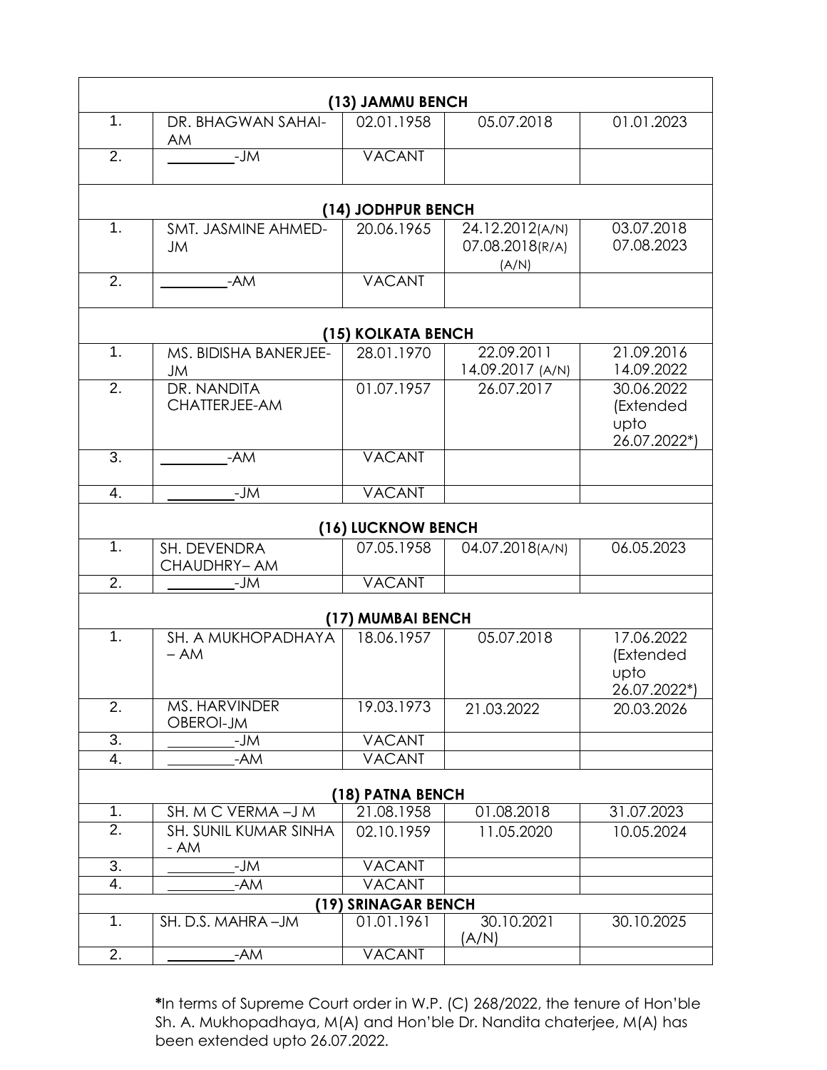| | | | | |
|---|---|---|---|---|
| **(13) JAMMU BENCH** | | | | |
| 1. | DR. BHAGWAN SAHAI-AM | 02.01.1958 | 05.07.2018 | 01.01.2023 |
| 2. | ________-JM | VACANT | | |
| **(14) JODHPUR BENCH** | | | | |
| 1. | SMT. JASMINE AHMED-JM | 20.06.1965 | 24.12.2012(A/N) 07.08.2018(R/A) (A/N) | 03.07.2018 07.08.2023 |
| 2. | ________-AM | VACANT | | |
| **(15) KOLKATA BENCH** | | | | |
| 1. | MS. BIDISHA BANERJEE-JM | 28.01.1970 | 22.09.2011 14.09.2017 (A/N) | 21.09.2016 14.09.2022 |
| 2. | DR. NANDITA CHATTERJEE-AM | 01.07.1957 | 26.07.2017 | 30.06.2022 (Extended upto 26.07.2022*) |
| 3. | ________-AM | VACANT | | |
| 4. | ________-JM | VACANT | | |
| **(16) LUCKNOW BENCH** | | | | |
| 1. | SH. DEVENDRA CHAUDHRY– AM | 07.05.1958 | 04.07.2018(A/N) | 06.05.2023 |
| 2. | ________-JM | VACANT | | |
| **(17) MUMBAI BENCH** | | | | |
| 1. | SH. A MUKHOPADHAYA – AM | 18.06.1957 | 05.07.2018 | 17.06.2022 (Extended upto 26.07.2022*) |
| 2. | MS. HARVINDER OBEROI-JM | 19.03.1973 | 21.03.2022 | 20.03.2026 |
| 3. | ________-JM | VACANT | | |
| 4. | ________-AM | VACANT | | |
| **(18) PATNA BENCH** | | | | |
| 1. | SH. M C VERMA –J M | 21.08.1958 | 01.08.2018 | 31.07.2023 |
| 2. | SH. SUNIL KUMAR SINHA - AM | 02.10.1959 | 11.05.2020 | 10.05.2024 |
| 3. | ________-JM | VACANT | | |
| 4. | ________-AM | VACANT | | |
| **(19) SRINAGAR BENCH** | | | | |
| 1. | SH. D.S. MAHRA –JM | 01.01.1961 | 30.10.2021 (A/N) | 30.10.2025 |
| 2. | ________-AM | VACANT | | |

**\***In terms of Supreme Court order in W.P. (C) 268/2022, the tenure of Hon'ble Sh. A. Mukhopadhaya, M(A) and Hon'ble Dr. Nandita chaterjee, M(A) has been extended upto 26.07.2022.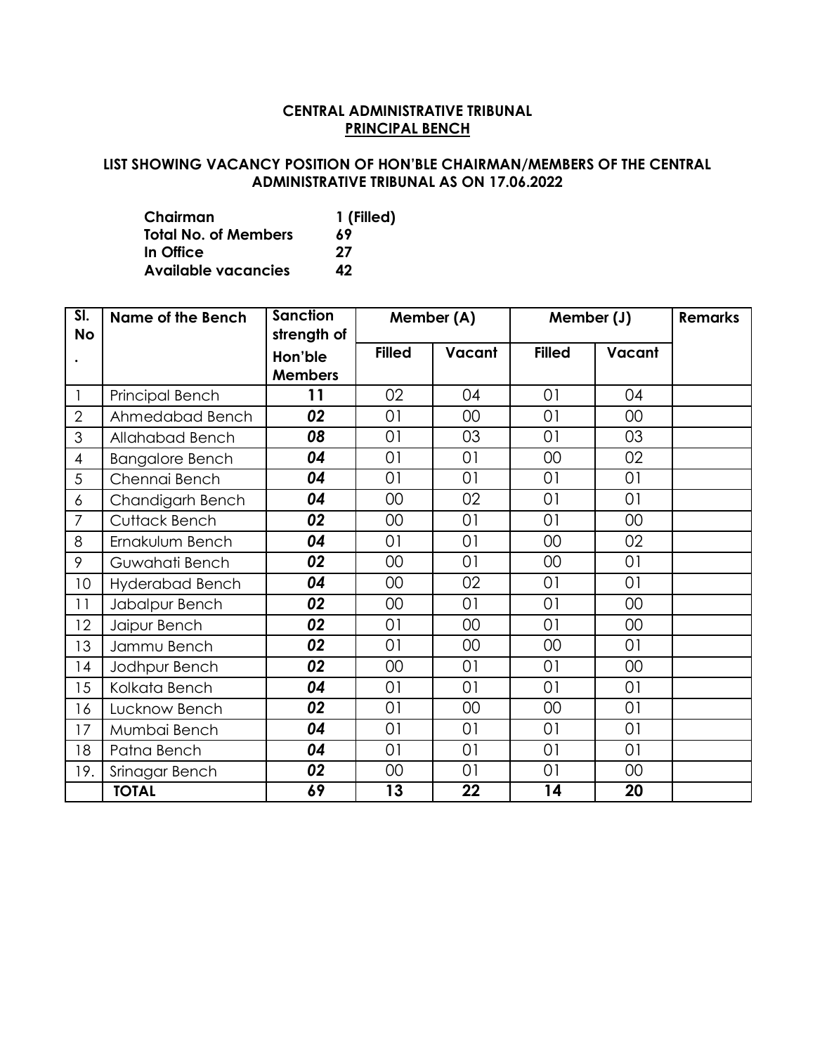**CENTRAL ADMINISTRATIVE TRIBUNAL**
**PRINCIPAL BENCH**

**LIST SHOWING VACANCY POSITION OF HON'BLE CHAIRMAN/MEMBERS OF THE CENTRAL ADMINISTRATIVE TRIBUNAL AS ON 17.06.2022**

| | |
|---|---|
| **Chairman** | **1 (Filled)** |
| **Total No. of Members** | **69** |
| **In Office** | **27** |
| **Available vacancies** | **42** |

| Sl. No. | Name of the Bench | Sanction strength of Hon'ble Members | Member (A) | | Member (J) | | Remarks |
|---|---|---|---|---|---|---|---|
| | | | Filled | Vacant | Filled | Vacant | |
| 1 | Principal Bench | **11** | 02 | 04 | 01 | 04 | |
| 2 | Ahmedabad Bench | ***02*** | 01 | 00 | 01 | 00 | |
| 3 | Allahabad Bench | ***08*** | 01 | 03 | 01 | 03 | |
| 4 | Bangalore Bench | ***04*** | 01 | 01 | 00 | 02 | |
| 5 | Chennai Bench | ***04*** | 01 | 01 | 01 | 01 | |
| 6 | Chandigarh Bench | ***04*** | 00 | 02 | 01 | 01 | |
| 7 | Cuttack Bench | ***02*** | 00 | 01 | 01 | 00 | |
| 8 | Ernakulum Bench | ***04*** | 01 | 01 | 00 | 02 | |
| 9 | Guwahati Bench | ***02*** | 00 | 01 | 00 | 01 | |
| 10 | Hyderabad Bench | ***04*** | 00 | 02 | 01 | 01 | |
| 11 | Jabalpur Bench | ***02*** | 00 | 01 | 01 | 00 | |
| 12 | Jaipur Bench | ***02*** | 01 | 00 | 01 | 00 | |
| 13 | Jammu Bench | ***02*** | 01 | 00 | 00 | 01 | |
| 14 | Jodhpur Bench | ***02*** | 00 | 01 | 01 | 00 | |
| 15 | Kolkata Bench | ***04*** | 01 | 01 | 01 | 01 | |
| 16 | Lucknow Bench | ***02*** | 01 | 00 | 00 | 01 | |
| 17 | Mumbai Bench | ***04*** | 01 | 01 | 01 | 01 | |
| 18 | Patna Bench | ***04*** | 01 | 01 | 01 | 01 | |
| 19. | Srinagar Bench | ***02*** | 00 | 01 | 01 | 00 | |
| | **TOTAL** | ***69*** | **13** | **22** | **14** | **20** | |